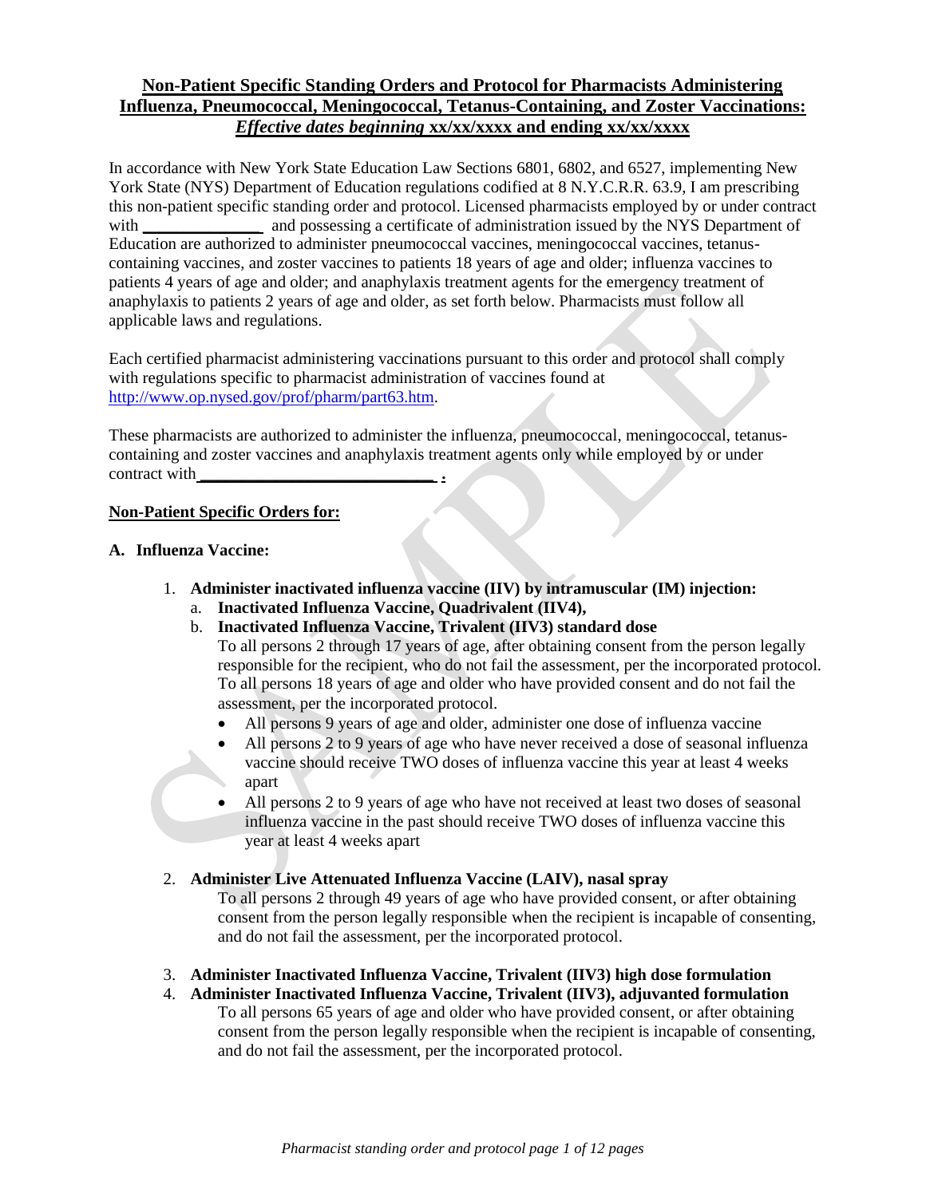# Non-Patient Specific Standing Orders and Protocol for Pharmacists Administering Influenza, Pneumococcal, Meningococcal, Tetanus-Containing, and Zoster Vaccinations: *Effective dates beginning* xx/xx/xxxx and ending xx/xx/xxxx

In accordance with New York State Education Law Sections 6801, 6802, and 6527, implementing New York State (NYS) Department of Education regulations codified at 8 N.Y.C.R.R. 63.9, I am prescribing this non-patient specific standing order and protocol. Licensed pharmacists employed by or under contract with ______________ and possessing a certificate of administration issued by the NYS Department of Education are authorized to administer pneumococcal vaccines, meningococcal vaccines, tetanus-containing vaccines, and zoster vaccines to patients 18 years of age and older; influenza vaccines to patients 4 years of age and older; and anaphylaxis treatment agents for the emergency treatment of anaphylaxis to patients 2 years of age and older, as set forth below. Pharmacists must follow all applicable laws and regulations.

Each certified pharmacist administering vaccinations pursuant to this order and protocol shall comply with regulations specific to pharmacist administration of vaccines found at http://www.op.nysed.gov/prof/pharm/part63.htm.

These pharmacists are authorized to administer the influenza, pneumococcal, meningococcal, tetanus-containing and zoster vaccines and anaphylaxis treatment agents only while employed by or under contract with ____________________________ .

**Non-Patient Specific Orders for:**

**A. Influenza Vaccine:**

1. **Administer inactivated influenza vaccine (IIV) by intramuscular (IM) injection:**
   a. **Inactivated Influenza Vaccine, Quadrivalent (IIV4),**
   b. **Inactivated Influenza Vaccine, Trivalent (IIV3) standard dose**
   To all persons 2 through 17 years of age, after obtaining consent from the person legally responsible for the recipient, who do not fail the assessment, per the incorporated protocol. To all persons 18 years of age and older who have provided consent and do not fail the assessment, per the incorporated protocol.
   - All persons 9 years of age and older, administer one dose of influenza vaccine
   - All persons 2 to 9 years of age who have never received a dose of seasonal influenza vaccine should receive TWO doses of influenza vaccine this year at least 4 weeks apart
   - All persons 2 to 9 years of age who have not received at least two doses of seasonal influenza vaccine in the past should receive TWO doses of influenza vaccine this year at least 4 weeks apart

2. **Administer Live Attenuated Influenza Vaccine (LAIV), nasal spray**
   To all persons 2 through 49 years of age who have provided consent, or after obtaining consent from the person legally responsible when the recipient is incapable of consenting, and do not fail the assessment, per the incorporated protocol.

3. **Administer Inactivated Influenza Vaccine, Trivalent (IIV3) high dose formulation**
4. **Administer Inactivated Influenza Vaccine, Trivalent (IIV3), adjuvanted formulation**
   To all persons 65 years of age and older who have provided consent, or after obtaining consent from the person legally responsible when the recipient is incapable of consenting, and do not fail the assessment, per the incorporated protocol.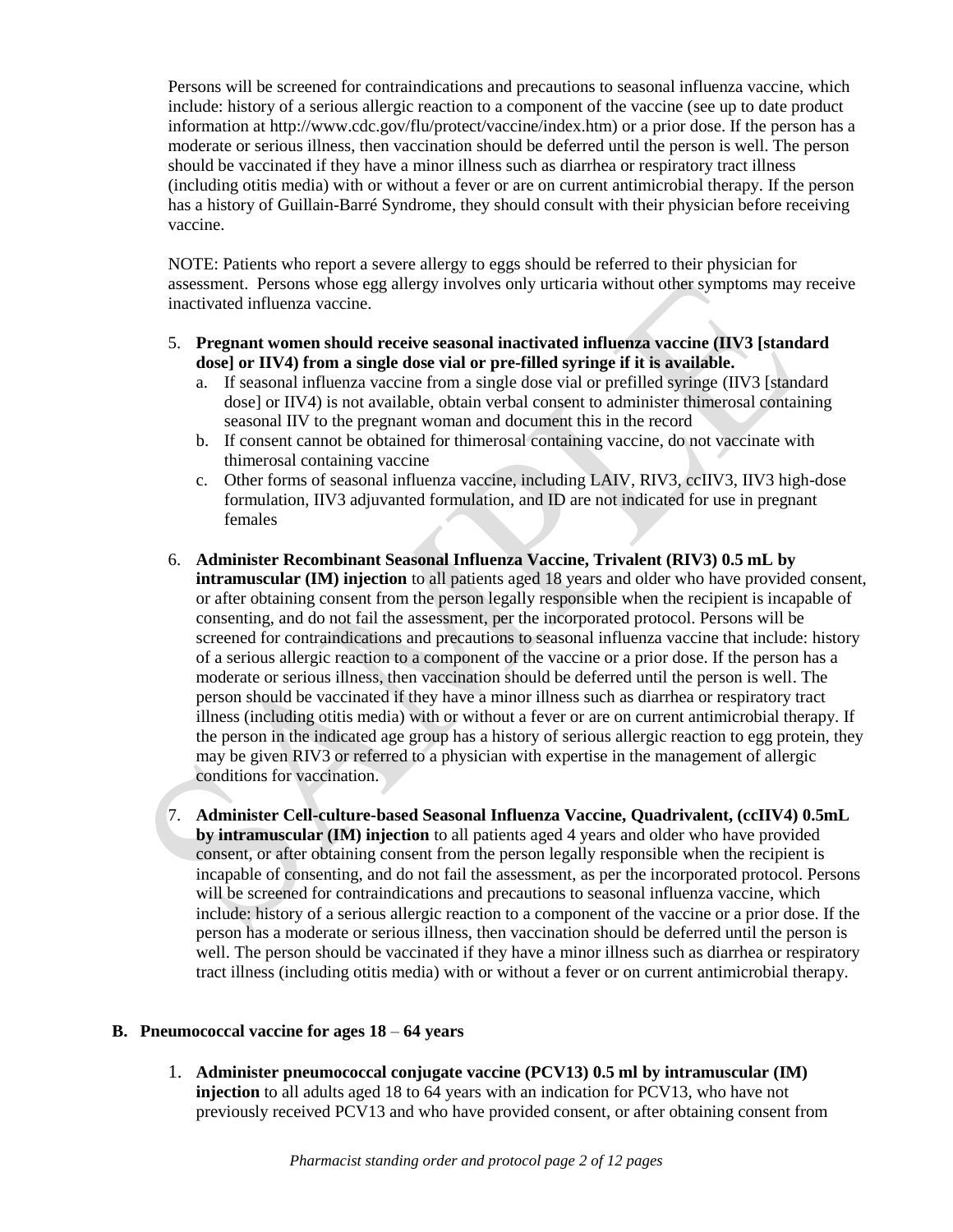Persons will be screened for contraindications and precautions to seasonal influenza vaccine, which include: history of a serious allergic reaction to a component of the vaccine (see up to date product information at http://www.cdc.gov/flu/protect/vaccine/index.htm) or a prior dose. If the person has a moderate or serious illness, then vaccination should be deferred until the person is well. The person should be vaccinated if they have a minor illness such as diarrhea or respiratory tract illness (including otitis media) with or without a fever or are on current antimicrobial therapy. If the person has a history of Guillain-Barré Syndrome, they should consult with their physician before receiving vaccine.

NOTE: Patients who report a severe allergy to eggs should be referred to their physician for assessment. Persons whose egg allergy involves only urticaria without other symptoms may receive inactivated influenza vaccine.

5. **Pregnant women should receive seasonal inactivated influenza vaccine (IIV3 [standard dose] or IIV4) from a single dose vial or pre-filled syringe if it is available.**
   a. If seasonal influenza vaccine from a single dose vial or prefilled syringe (IIV3 [standard dose] or IIV4) is not available, obtain verbal consent to administer thimerosal containing seasonal IIV to the pregnant woman and document this in the record
   b. If consent cannot be obtained for thimerosal containing vaccine, do not vaccinate with thimerosal containing vaccine
   c. Other forms of seasonal influenza vaccine, including LAIV, RIV3, ccIIV3, IIV3 high-dose formulation, IIV3 adjuvanted formulation, and ID are not indicated for use in pregnant females

6. **Administer Recombinant Seasonal Influenza Vaccine, Trivalent (RIV3) 0.5 mL by intramuscular (IM) injection** to all patients aged 18 years and older who have provided consent, or after obtaining consent from the person legally responsible when the recipient is incapable of consenting, and do not fail the assessment, per the incorporated protocol. Persons will be screened for contraindications and precautions to seasonal influenza vaccine that include: history of a serious allergic reaction to a component of the vaccine or a prior dose. If the person has a moderate or serious illness, then vaccination should be deferred until the person is well. The person should be vaccinated if they have a minor illness such as diarrhea or respiratory tract illness (including otitis media) with or without a fever or are on current antimicrobial therapy. If the person in the indicated age group has a history of serious allergic reaction to egg protein, they may be given RIV3 or referred to a physician with expertise in the management of allergic conditions for vaccination.

7. **Administer Cell-culture-based Seasonal Influenza Vaccine, Quadrivalent, (ccIIV4) 0.5mL by intramuscular (IM) injection** to all patients aged 4 years and older who have provided consent, or after obtaining consent from the person legally responsible when the recipient is incapable of consenting, and do not fail the assessment, as per the incorporated protocol. Persons will be screened for contraindications and precautions to seasonal influenza vaccine, which include: history of a serious allergic reaction to a component of the vaccine or a prior dose. If the person has a moderate or serious illness, then vaccination should be deferred until the person is well. The person should be vaccinated if they have a minor illness such as diarrhea or respiratory tract illness (including otitis media) with or without a fever or on current antimicrobial therapy.

### B. Pneumococcal vaccine for ages 18 – 64 years

1. **Administer pneumococcal conjugate vaccine (PCV13) 0.5 ml by intramuscular (IM) injection** to all adults aged 18 to 64 years with an indication for PCV13, who have not previously received PCV13 and who have provided consent, or after obtaining consent from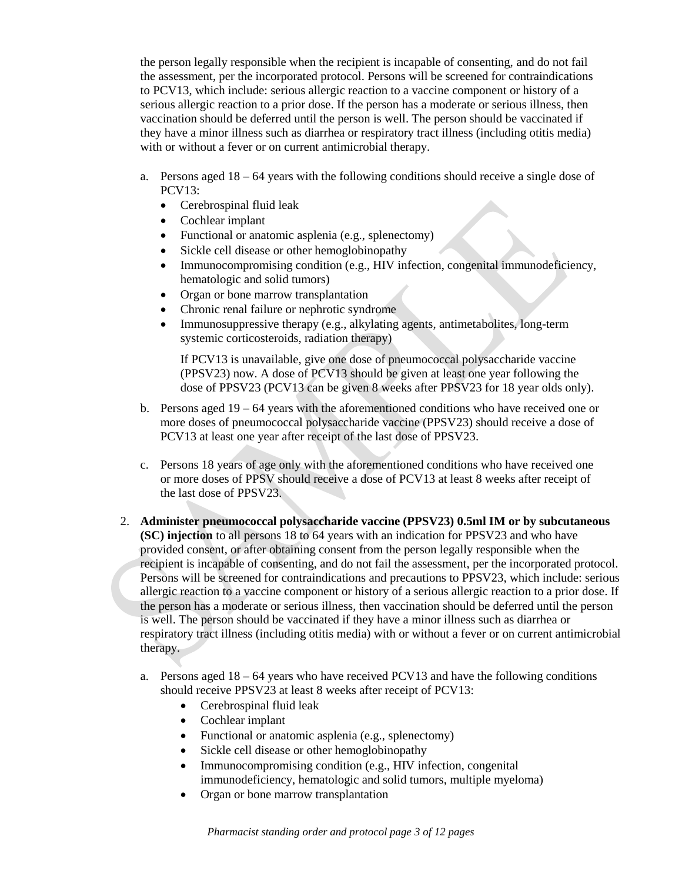the person legally responsible when the recipient is incapable of consenting, and do not fail the assessment, per the incorporated protocol. Persons will be screened for contraindications to PCV13, which include: serious allergic reaction to a vaccine component or history of a serious allergic reaction to a prior dose. If the person has a moderate or serious illness, then vaccination should be deferred until the person is well. The person should be vaccinated if they have a minor illness such as diarrhea or respiratory tract illness (including otitis media) with or without a fever or on current antimicrobial therapy.

a. Persons aged 18 – 64 years with the following conditions should receive a single dose of PCV13:
   - Cerebrospinal fluid leak
   - Cochlear implant
   - Functional or anatomic asplenia (e.g., splenectomy)
   - Sickle cell disease or other hemoglobinopathy
   - Immunocompromising condition (e.g., HIV infection, congenital immunodeficiency, hematologic and solid tumors)
   - Organ or bone marrow transplantation
   - Chronic renal failure or nephrotic syndrome
   - Immunosuppressive therapy (e.g., alkylating agents, antimetabolites, long-term systemic corticosteroids, radiation therapy)

   If PCV13 is unavailable, give one dose of pneumococcal polysaccharide vaccine (PPSV23) now. A dose of PCV13 should be given at least one year following the dose of PPSV23 (PCV13 can be given 8 weeks after PPSV23 for 18 year olds only).

b. Persons aged 19 – 64 years with the aforementioned conditions who have received one or more doses of pneumococcal polysaccharide vaccine (PPSV23) should receive a dose of PCV13 at least one year after receipt of the last dose of PPSV23.

c. Persons 18 years of age only with the aforementioned conditions who have received one or more doses of PPSV should receive a dose of PCV13 at least 8 weeks after receipt of the last dose of PPSV23.

2. **Administer pneumococcal polysaccharide vaccine (PPSV23) 0.5ml IM or by subcutaneous (SC) injection** to all persons 18 to 64 years with an indication for PPSV23 and who have provided consent, or after obtaining consent from the person legally responsible when the recipient is incapable of consenting, and do not fail the assessment, per the incorporated protocol. Persons will be screened for contraindications and precautions to PPSV23, which include: serious allergic reaction to a vaccine component or history of a serious allergic reaction to a prior dose. If the person has a moderate or serious illness, then vaccination should be deferred until the person is well. The person should be vaccinated if they have a minor illness such as diarrhea or respiratory tract illness (including otitis media) with or without a fever or on current antimicrobial therapy.

   a. Persons aged 18 – 64 years who have received PCV13 and have the following conditions should receive PPSV23 at least 8 weeks after receipt of PCV13:
      - Cerebrospinal fluid leak
      - Cochlear implant
      - Functional or anatomic asplenia (e.g., splenectomy)
      - Sickle cell disease or other hemoglobinopathy
      - Immunocompromising condition (e.g., HIV infection, congenital immunodeficiency, hematologic and solid tumors, multiple myeloma)
      - Organ or bone marrow transplantation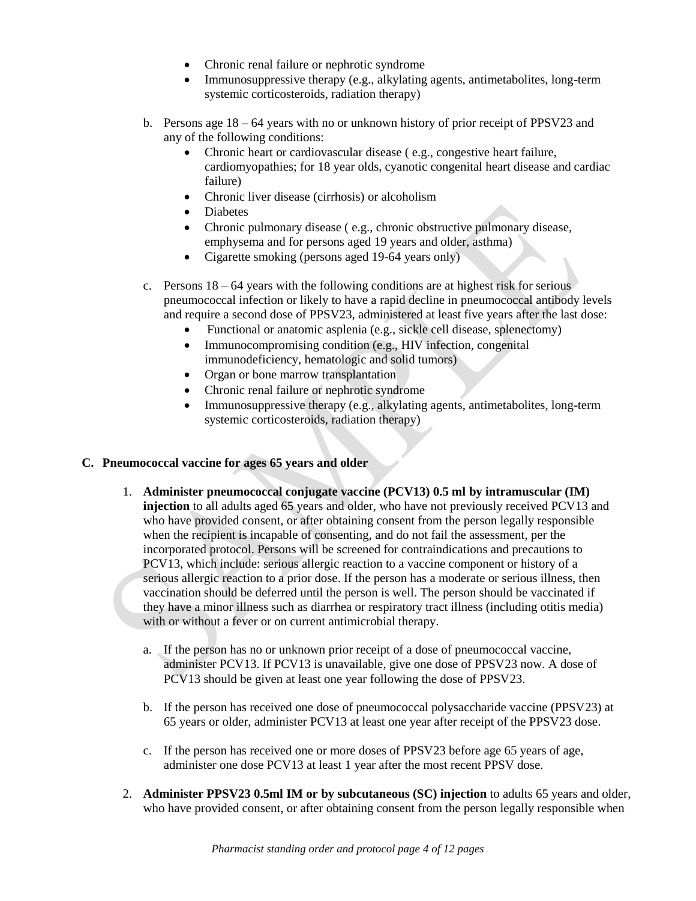- Chronic renal failure or nephrotic syndrome
- Immunosuppressive therapy (e.g., alkylating agents, antimetabolites, long-term systemic corticosteroids, radiation therapy)

b. Persons age 18 – 64 years with no or unknown history of prior receipt of PPSV23 and any of the following conditions:
   - Chronic heart or cardiovascular disease ( e.g., congestive heart failure, cardiomyopathies; for 18 year olds, cyanotic congenital heart disease and cardiac failure)
   - Chronic liver disease (cirrhosis) or alcoholism
   - Diabetes
   - Chronic pulmonary disease ( e.g., chronic obstructive pulmonary disease, emphysema and for persons aged 19 years and older, asthma)
   - Cigarette smoking (persons aged 19-64 years only)

c. Persons 18 – 64 years with the following conditions are at highest risk for serious pneumococcal infection or likely to have a rapid decline in pneumococcal antibody levels and require a second dose of PPSV23, administered at least five years after the last dose:
   - Functional or anatomic asplenia (e.g., sickle cell disease, splenectomy)
   - Immunocompromising condition (e.g., HIV infection, congenital immunodeficiency, hematologic and solid tumors)
   - Organ or bone marrow transplantation
   - Chronic renal failure or nephrotic syndrome
   - Immunosuppressive therapy (e.g., alkylating agents, antimetabolites, long-term systemic corticosteroids, radiation therapy)

### C. Pneumococcal vaccine for ages 65 years and older

1. **Administer pneumococcal conjugate vaccine (PCV13) 0.5 ml by intramuscular (IM) injection** to all adults aged 65 years and older, who have not previously received PCV13 and who have provided consent, or after obtaining consent from the person legally responsible when the recipient is incapable of consenting, and do not fail the assessment, per the incorporated protocol. Persons will be screened for contraindications and precautions to PCV13, which include: serious allergic reaction to a vaccine component or history of a serious allergic reaction to a prior dose. If the person has a moderate or serious illness, then vaccination should be deferred until the person is well. The person should be vaccinated if they have a minor illness such as diarrhea or respiratory tract illness (including otitis media) with or without a fever or on current antimicrobial therapy.

   a. If the person has no or unknown prior receipt of a dose of pneumococcal vaccine, administer PCV13. If PCV13 is unavailable, give one dose of PPSV23 now. A dose of PCV13 should be given at least one year following the dose of PPSV23.

   b. If the person has received one dose of pneumococcal polysaccharide vaccine (PPSV23) at 65 years or older, administer PCV13 at least one year after receipt of the PPSV23 dose.

   c. If the person has received one or more doses of PPSV23 before age 65 years of age, administer one dose PCV13 at least 1 year after the most recent PPSV dose.

2. **Administer PPSV23 0.5ml IM or by subcutaneous (SC) injection** to adults 65 years and older, who have provided consent, or after obtaining consent from the person legally responsible when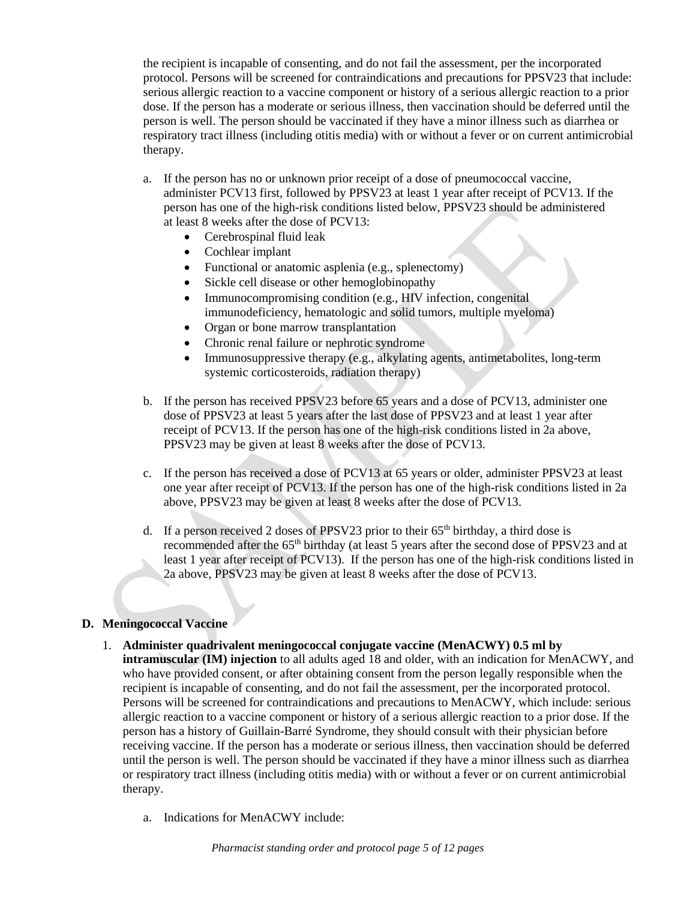the recipient is incapable of consenting, and do not fail the assessment, per the incorporated protocol. Persons will be screened for contraindications and precautions for PPSV23 that include: serious allergic reaction to a vaccine component or history of a serious allergic reaction to a prior dose. If the person has a moderate or serious illness, then vaccination should be deferred until the person is well. The person should be vaccinated if they have a minor illness such as diarrhea or respiratory tract illness (including otitis media) with or without a fever or on current antimicrobial therapy.

a. If the person has no or unknown prior receipt of a dose of pneumococcal vaccine, administer PCV13 first, followed by PPSV23 at least 1 year after receipt of PCV13. If the person has one of the high-risk conditions listed below, PPSV23 should be administered at least 8 weeks after the dose of PCV13:
   - Cerebrospinal fluid leak
   - Cochlear implant
   - Functional or anatomic asplenia (e.g., splenectomy)
   - Sickle cell disease or other hemoglobinopathy
   - Immunocompromising condition (e.g., HIV infection, congenital immunodeficiency, hematologic and solid tumors, multiple myeloma)
   - Organ or bone marrow transplantation
   - Chronic renal failure or nephrotic syndrome
   - Immunosuppressive therapy (e.g., alkylating agents, antimetabolites, long-term systemic corticosteroids, radiation therapy)

b. If the person has received PPSV23 before 65 years and a dose of PCV13, administer one dose of PPSV23 at least 5 years after the last dose of PPSV23 and at least 1 year after receipt of PCV13. If the person has one of the high-risk conditions listed in 2a above, PPSV23 may be given at least 8 weeks after the dose of PCV13.

c. If the person has received a dose of PCV13 at 65 years or older, administer PPSV23 at least one year after receipt of PCV13. If the person has one of the high-risk conditions listed in 2a above, PPSV23 may be given at least 8 weeks after the dose of PCV13.

d. If a person received 2 doses of PPSV23 prior to their 65th birthday, a third dose is recommended after the 65th birthday (at least 5 years after the second dose of PPSV23 and at least 1 year after receipt of PCV13). If the person has one of the high-risk conditions listed in 2a above, PPSV23 may be given at least 8 weeks after the dose of PCV13.

## D. Meningococcal Vaccine

1. **Administer quadrivalent meningococcal conjugate vaccine (MenACWY) 0.5 ml by intramuscular (IM) injection** to all adults aged 18 and older, with an indication for MenACWY, and who have provided consent, or after obtaining consent from the person legally responsible when the recipient is incapable of consenting, and do not fail the assessment, per the incorporated protocol. Persons will be screened for contraindications and precautions to MenACWY, which include: serious allergic reaction to a vaccine component or history of a serious allergic reaction to a prior dose. If the person has a history of Guillain-Barré Syndrome, they should consult with their physician before receiving vaccine. If the person has a moderate or serious illness, then vaccination should be deferred until the person is well. The person should be vaccinated if they have a minor illness such as diarrhea or respiratory tract illness (including otitis media) with or without a fever or on current antimicrobial therapy.

   a. Indications for MenACWY include: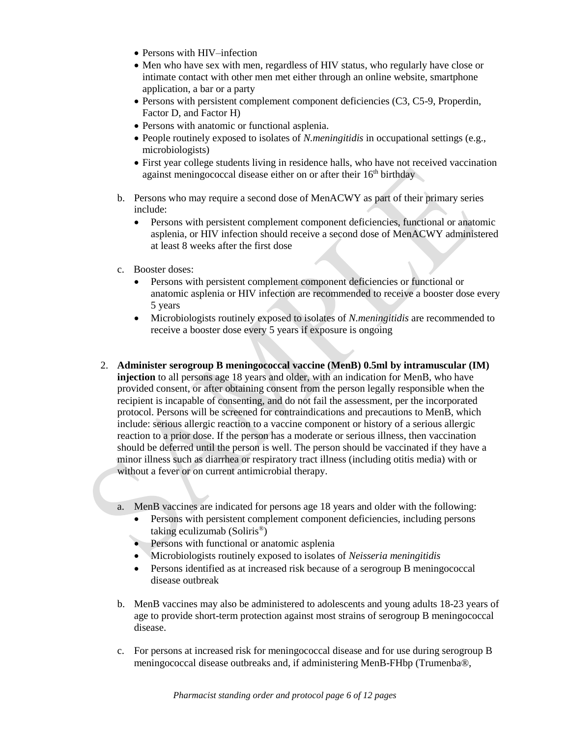- Persons with HIV–infection
- Men who have sex with men, regardless of HIV status, who regularly have close or intimate contact with other men met either through an online website, smartphone application, a bar or a party
- Persons with persistent complement component deficiencies (C3, C5-9, Properdin, Factor D, and Factor H)
- Persons with anatomic or functional asplenia.
- People routinely exposed to isolates of *N.meningitidis* in occupational settings (e.g., microbiologists)
- First year college students living in residence halls, who have not received vaccination against meningococcal disease either on or after their 16th birthday

b. Persons who may require a second dose of MenACWY as part of their primary series include:

- Persons with persistent complement component deficiencies, functional or anatomic asplenia, or HIV infection should receive a second dose of MenACWY administered at least 8 weeks after the first dose

c. Booster doses:

- Persons with persistent complement component deficiencies or functional or anatomic asplenia or HIV infection are recommended to receive a booster dose every 5 years
- Microbiologists routinely exposed to isolates of *N.meningitidis* are recommended to receive a booster dose every 5 years if exposure is ongoing

2. **Administer serogroup B meningococcal vaccine (MenB) 0.5ml by intramuscular (IM) injection** to all persons age 18 years and older, with an indication for MenB, who have provided consent, or after obtaining consent from the person legally responsible when the recipient is incapable of consenting, and do not fail the assessment, per the incorporated protocol. Persons will be screened for contraindications and precautions to MenB, which include: serious allergic reaction to a vaccine component or history of a serious allergic reaction to a prior dose. If the person has a moderate or serious illness, then vaccination should be deferred until the person is well. The person should be vaccinated if they have a minor illness such as diarrhea or respiratory tract illness (including otitis media) with or without a fever or on current antimicrobial therapy.

a. MenB vaccines are indicated for persons age 18 years and older with the following:

- Persons with persistent complement component deficiencies, including persons taking eculizumab (Soliris®)
- Persons with functional or anatomic asplenia
- Microbiologists routinely exposed to isolates of *Neisseria meningitidis*
- Persons identified as at increased risk because of a serogroup B meningococcal disease outbreak

b. MenB vaccines may also be administered to adolescents and young adults 18-23 years of age to provide short-term protection against most strains of serogroup B meningococcal disease.

c. For persons at increased risk for meningococcal disease and for use during serogroup B meningococcal disease outbreaks and, if administering MenB-FHbp (Trumenba®,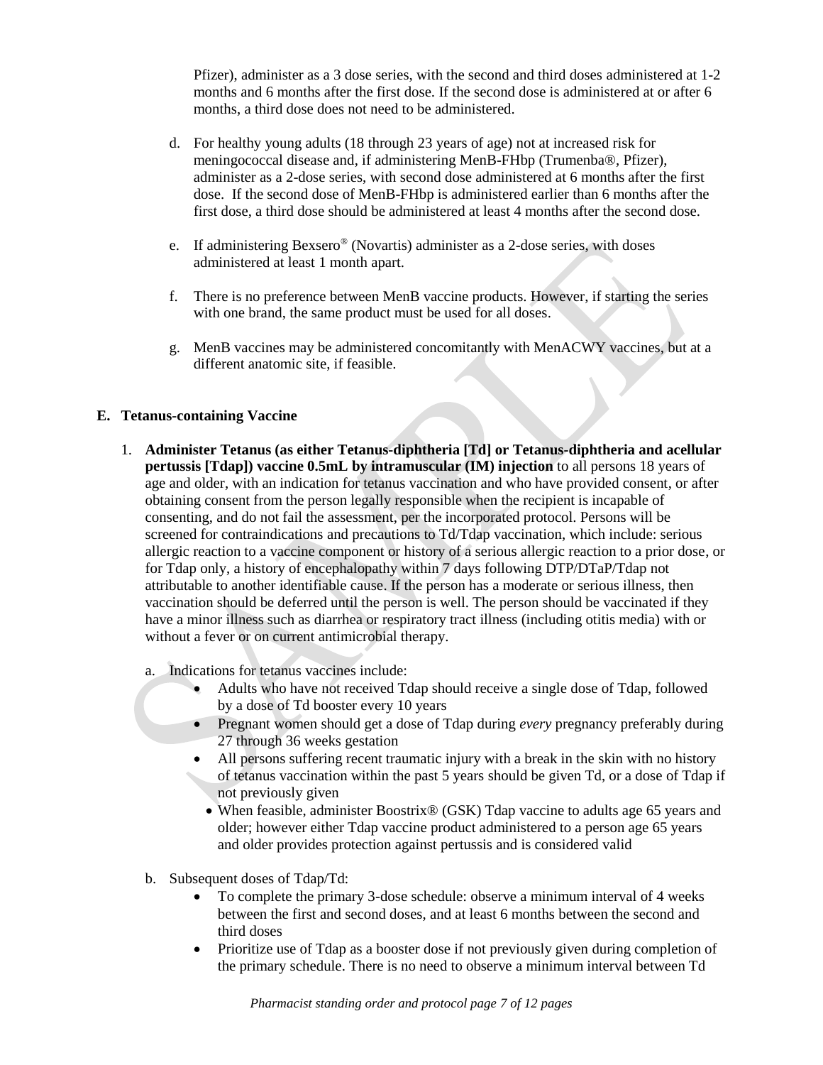Pfizer), administer as a 3 dose series, with the second and third doses administered at 1-2 months and 6 months after the first dose. If the second dose is administered at or after 6 months, a third dose does not need to be administered.

d. For healthy young adults (18 through 23 years of age) not at increased risk for meningococcal disease and, if administering MenB-FHbp (Trumenba®, Pfizer), administer as a 2-dose series, with second dose administered at 6 months after the first dose. If the second dose of MenB-FHbp is administered earlier than 6 months after the first dose, a third dose should be administered at least 4 months after the second dose.

e. If administering Bexsero® (Novartis) administer as a 2-dose series, with doses administered at least 1 month apart.

f. There is no preference between MenB vaccine products. However, if starting the series with one brand, the same product must be used for all doses.

g. MenB vaccines may be administered concomitantly with MenACWY vaccines, but at a different anatomic site, if feasible.

## E. Tetanus-containing Vaccine

1. **Administer Tetanus (as either Tetanus-diphtheria [Td] or Tetanus-diphtheria and acellular pertussis [Tdap]) vaccine 0.5mL by intramuscular (IM) injection** to all persons 18 years of age and older, with an indication for tetanus vaccination and who have provided consent, or after obtaining consent from the person legally responsible when the recipient is incapable of consenting, and do not fail the assessment, per the incorporated protocol. Persons will be screened for contraindications and precautions to Td/Tdap vaccination, which include: serious allergic reaction to a vaccine component or history of a serious allergic reaction to a prior dose, or for Tdap only, a history of encephalopathy within 7 days following DTP/DTaP/Tdap not attributable to another identifiable cause. If the person has a moderate or serious illness, then vaccination should be deferred until the person is well. The person should be vaccinated if they have a minor illness such as diarrhea or respiratory tract illness (including otitis media) with or without a fever or on current antimicrobial therapy.

   a. Indications for tetanus vaccines include:
      - Adults who have not received Tdap should receive a single dose of Tdap, followed by a dose of Td booster every 10 years
      - Pregnant women should get a dose of Tdap during *every* pregnancy preferably during 27 through 36 weeks gestation
      - All persons suffering recent traumatic injury with a break in the skin with no history of tetanus vaccination within the past 5 years should be given Td, or a dose of Tdap if not previously given
      - When feasible, administer Boostrix® (GSK) Tdap vaccine to adults age 65 years and older; however either Tdap vaccine product administered to a person age 65 years and older provides protection against pertussis and is considered valid

   b. Subsequent doses of Tdap/Td:
      - To complete the primary 3-dose schedule: observe a minimum interval of 4 weeks between the first and second doses, and at least 6 months between the second and third doses
      - Prioritize use of Tdap as a booster dose if not previously given during completion of the primary schedule. There is no need to observe a minimum interval between Td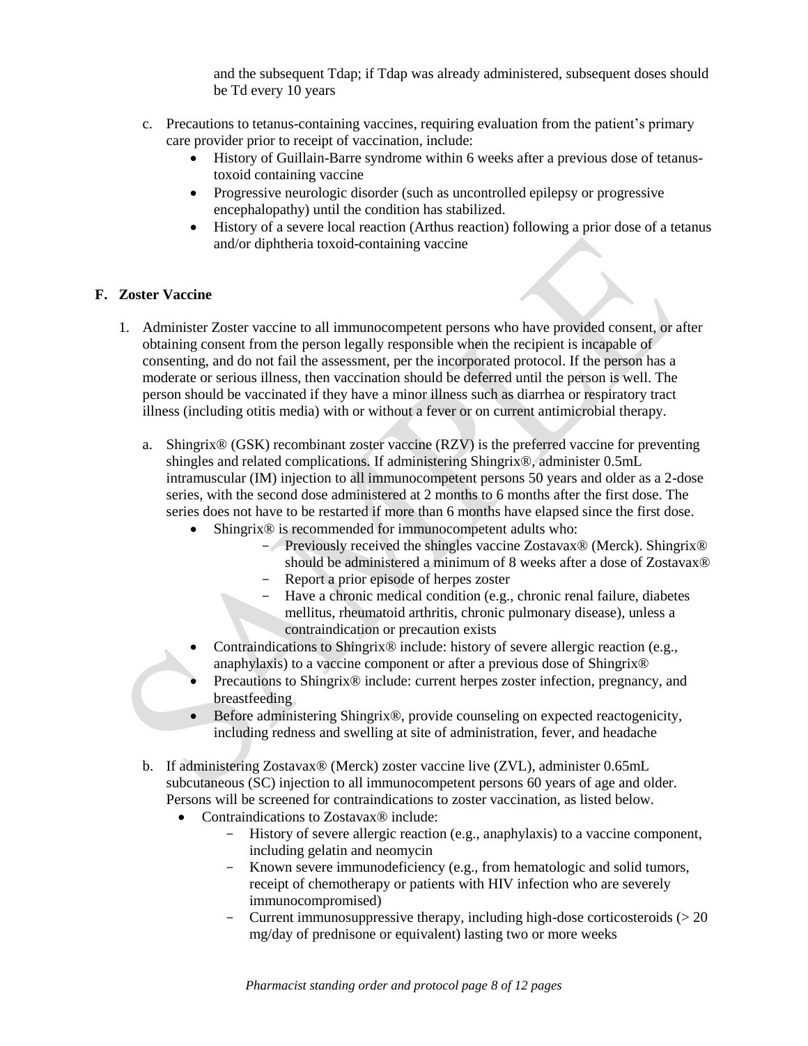and the subsequent Tdap; if Tdap was already administered, subsequent doses should be Td every 10 years

c. Precautions to tetanus-containing vaccines, requiring evaluation from the patient's primary care provider prior to receipt of vaccination, include:
   - History of Guillain-Barre syndrome within 6 weeks after a previous dose of tetanus-toxoid containing vaccine
   - Progressive neurologic disorder (such as uncontrolled epilepsy or progressive encephalopathy) until the condition has stabilized.
   - History of a severe local reaction (Arthus reaction) following a prior dose of a tetanus and/or diphtheria toxoid-containing vaccine

## F. Zoster Vaccine

1. Administer Zoster vaccine to all immunocompetent persons who have provided consent, or after obtaining consent from the person legally responsible when the recipient is incapable of consenting, and do not fail the assessment, per the incorporated protocol. If the person has a moderate or serious illness, then vaccination should be deferred until the person is well. The person should be vaccinated if they have a minor illness such as diarrhea or respiratory tract illness (including otitis media) with or without a fever or on current antimicrobial therapy.

   a. Shingrix® (GSK) recombinant zoster vaccine (RZV) is the preferred vaccine for preventing shingles and related complications. If administering Shingrix®, administer 0.5mL intramuscular (IM) injection to all immunocompetent persons 50 years and older as a 2-dose series, with the second dose administered at 2 months to 6 months after the first dose. The series does not have to be restarted if more than 6 months have elapsed since the first dose.
      - Shingrix® is recommended for immunocompetent adults who:
        - Previously received the shingles vaccine Zostavax® (Merck). Shingrix® should be administered a minimum of 8 weeks after a dose of Zostavax®
        - Report a prior episode of herpes zoster
        - Have a chronic medical condition (e.g., chronic renal failure, diabetes mellitus, rheumatoid arthritis, chronic pulmonary disease), unless a contraindication or precaution exists
      - Contraindications to Shingrix® include: history of severe allergic reaction (e.g., anaphylaxis) to a vaccine component or after a previous dose of Shingrix®
      - Precautions to Shingrix® include: current herpes zoster infection, pregnancy, and breastfeeding
      - Before administering Shingrix®, provide counseling on expected reactogenicity, including redness and swelling at site of administration, fever, and headache

   b. If administering Zostavax® (Merck) zoster vaccine live (ZVL), administer 0.65mL subcutaneous (SC) injection to all immunocompetent persons 60 years of age and older. Persons will be screened for contraindications to zoster vaccination, as listed below.
      - Contraindications to Zostavax® include:
        - History of severe allergic reaction (e.g., anaphylaxis) to a vaccine component, including gelatin and neomycin
        - Known severe immunodeficiency (e.g., from hematologic and solid tumors, receipt of chemotherapy or patients with HIV infection who are severely immunocompromised)
        - Current immunosuppressive therapy, including high-dose corticosteroids (> 20 mg/day of prednisone or equivalent) lasting two or more weeks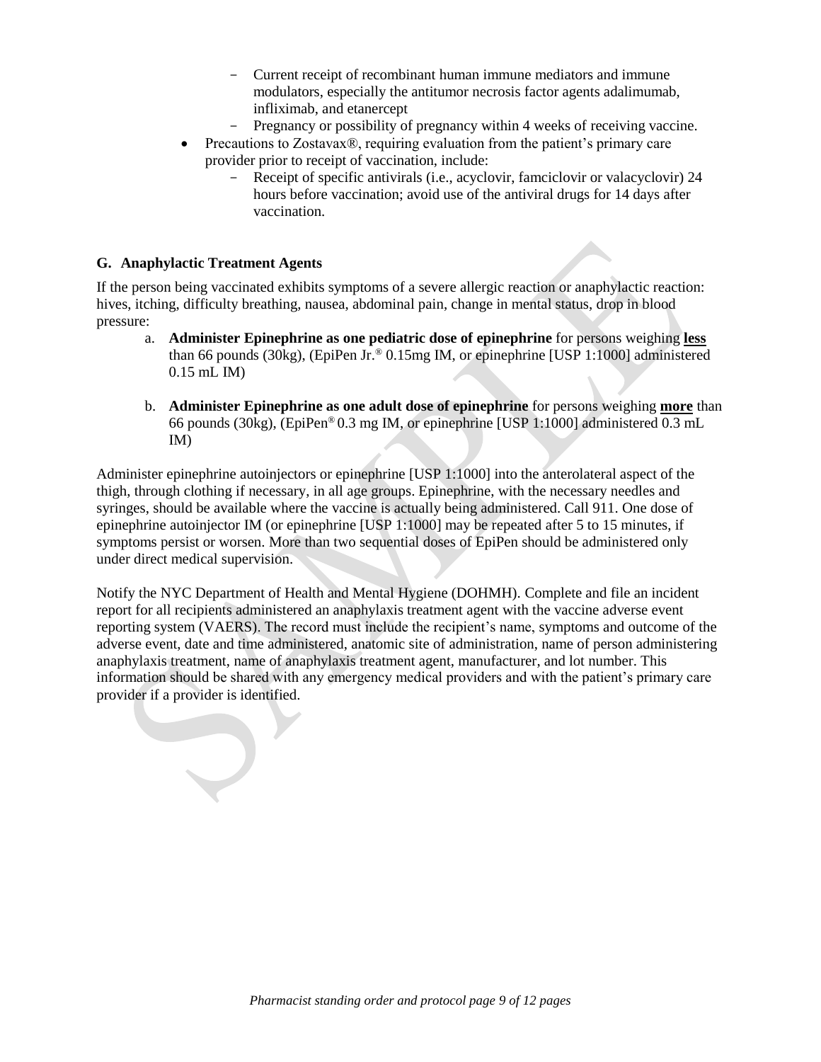- Current receipt of recombinant human immune mediators and immune modulators, especially the antitumor necrosis factor agents adalimumab, infliximab, and etanercept
  - Pregnancy or possibility of pregnancy within 4 weeks of receiving vaccine.
- Precautions to Zostavax®, requiring evaluation from the patient's primary care provider prior to receipt of vaccination, include:
  - Receipt of specific antivirals (i.e., acyclovir, famciclovir or valacyclovir) 24 hours before vaccination; avoid use of the antiviral drugs for 14 days after vaccination.

### G. Anaphylactic Treatment Agents

If the person being vaccinated exhibits symptoms of a severe allergic reaction or anaphylactic reaction: hives, itching, difficulty breathing, nausea, abdominal pain, change in mental status, drop in blood pressure:

a. **Administer Epinephrine as one pediatric dose of epinephrine** for persons weighing **less** than 66 pounds (30kg), (EpiPen Jr.® 0.15mg IM, or epinephrine [USP 1:1000] administered 0.15 mL IM)

b. **Administer Epinephrine as one adult dose of epinephrine** for persons weighing **more** than 66 pounds (30kg), (EpiPen® 0.3 mg IM, or epinephrine [USP 1:1000] administered 0.3 mL IM)

Administer epinephrine autoinjectors or epinephrine [USP 1:1000] into the anterolateral aspect of the thigh, through clothing if necessary, in all age groups. Epinephrine, with the necessary needles and syringes, should be available where the vaccine is actually being administered. Call 911. One dose of epinephrine autoinjector IM (or epinephrine [USP 1:1000] may be repeated after 5 to 15 minutes, if symptoms persist or worsen. More than two sequential doses of EpiPen should be administered only under direct medical supervision.

Notify the NYC Department of Health and Mental Hygiene (DOHMH). Complete and file an incident report for all recipients administered an anaphylaxis treatment agent with the vaccine adverse event reporting system (VAERS). The record must include the recipient's name, symptoms and outcome of the adverse event, date and time administered, anatomic site of administration, name of person administering anaphylaxis treatment, name of anaphylaxis treatment agent, manufacturer, and lot number. This information should be shared with any emergency medical providers and with the patient's primary care provider if a provider is identified.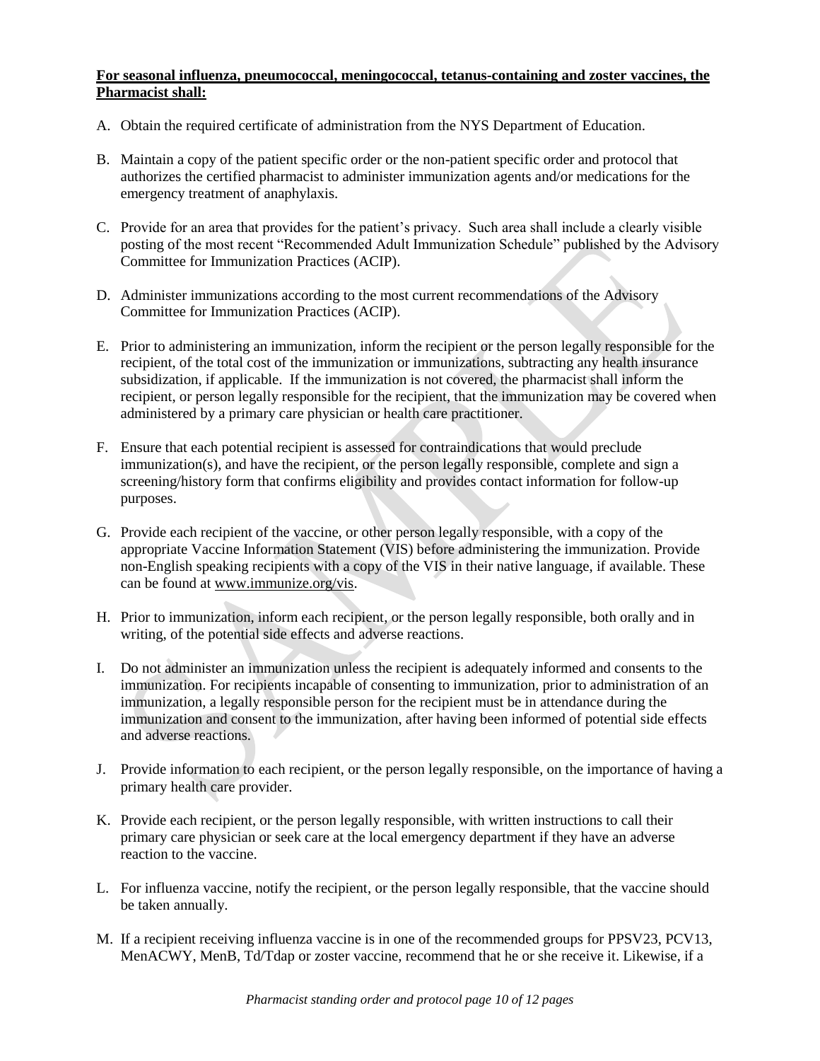**For seasonal influenza, pneumococcal, meningococcal, tetanus-containing and zoster vaccines, the Pharmacist shall:**

A. Obtain the required certificate of administration from the NYS Department of Education.

B. Maintain a copy of the patient specific order or the non-patient specific order and protocol that authorizes the certified pharmacist to administer immunization agents and/or medications for the emergency treatment of anaphylaxis.

C. Provide for an area that provides for the patient's privacy. Such area shall include a clearly visible posting of the most recent "Recommended Adult Immunization Schedule" published by the Advisory Committee for Immunization Practices (ACIP).

D. Administer immunizations according to the most current recommendations of the Advisory Committee for Immunization Practices (ACIP).

E. Prior to administering an immunization, inform the recipient or the person legally responsible for the recipient, of the total cost of the immunization or immunizations, subtracting any health insurance subsidization, if applicable. If the immunization is not covered, the pharmacist shall inform the recipient, or person legally responsible for the recipient, that the immunization may be covered when administered by a primary care physician or health care practitioner.

F. Ensure that each potential recipient is assessed for contraindications that would preclude immunization(s), and have the recipient, or the person legally responsible, complete and sign a screening/history form that confirms eligibility and provides contact information for follow-up purposes.

G. Provide each recipient of the vaccine, or other person legally responsible, with a copy of the appropriate Vaccine Information Statement (VIS) before administering the immunization. Provide non-English speaking recipients with a copy of the VIS in their native language, if available. These can be found at www.immunize.org/vis.

H. Prior to immunization, inform each recipient, or the person legally responsible, both orally and in writing, of the potential side effects and adverse reactions.

I. Do not administer an immunization unless the recipient is adequately informed and consents to the immunization. For recipients incapable of consenting to immunization, prior to administration of an immunization, a legally responsible person for the recipient must be in attendance during the immunization and consent to the immunization, after having been informed of potential side effects and adverse reactions.

J. Provide information to each recipient, or the person legally responsible, on the importance of having a primary health care provider.

K. Provide each recipient, or the person legally responsible, with written instructions to call their primary care physician or seek care at the local emergency department if they have an adverse reaction to the vaccine.

L. For influenza vaccine, notify the recipient, or the person legally responsible, that the vaccine should be taken annually.

M. If a recipient receiving influenza vaccine is in one of the recommended groups for PPSV23, PCV13, MenACWY, MenB, Td/Tdap or zoster vaccine, recommend that he or she receive it. Likewise, if a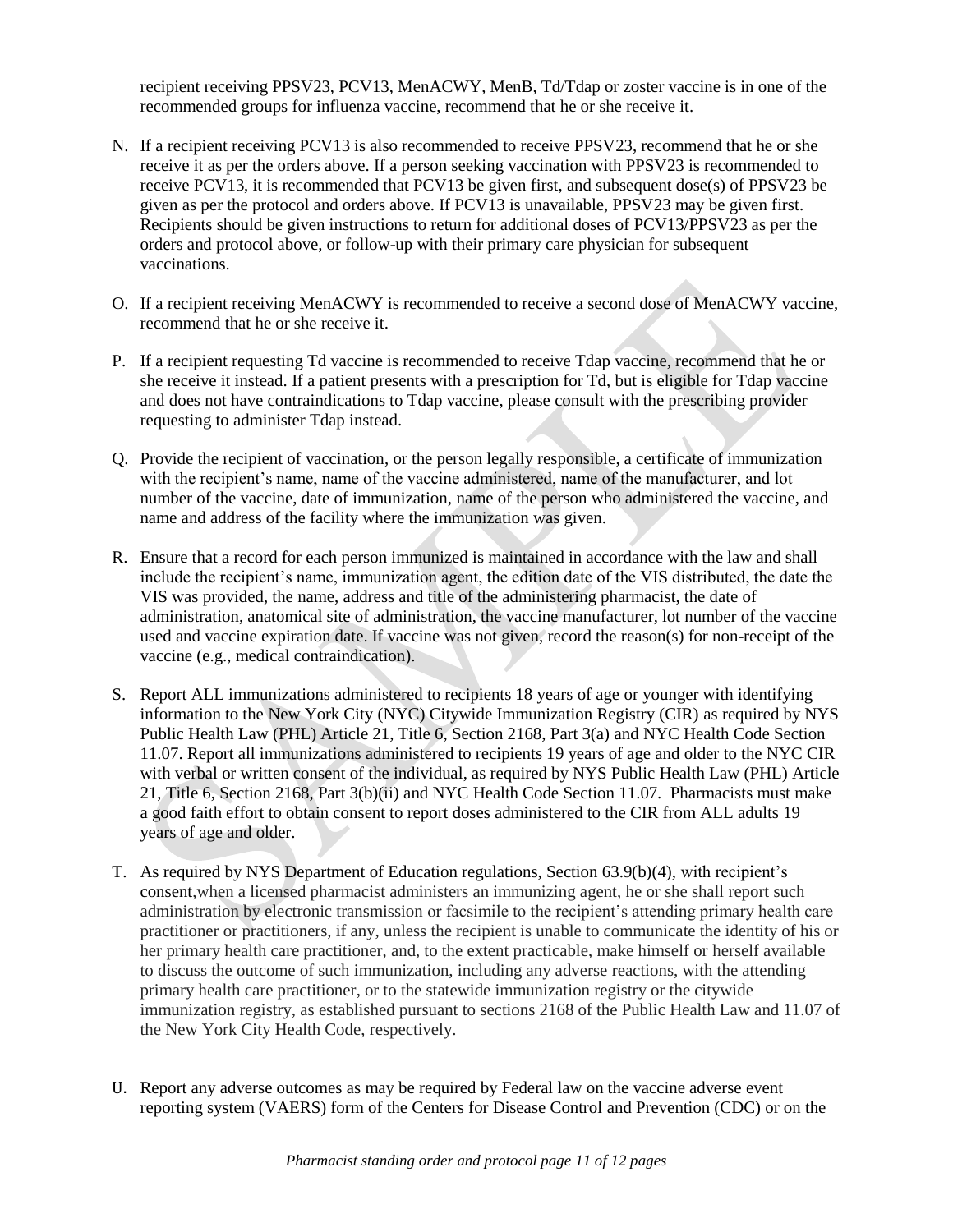recipient receiving PPSV23, PCV13, MenACWY, MenB, Td/Tdap or zoster vaccine is in one of the recommended groups for influenza vaccine, recommend that he or she receive it.

N. If a recipient receiving PCV13 is also recommended to receive PPSV23, recommend that he or she receive it as per the orders above. If a person seeking vaccination with PPSV23 is recommended to receive PCV13, it is recommended that PCV13 be given first, and subsequent dose(s) of PPSV23 be given as per the protocol and orders above. If PCV13 is unavailable, PPSV23 may be given first. Recipients should be given instructions to return for additional doses of PCV13/PPSV23 as per the orders and protocol above, or follow-up with their primary care physician for subsequent vaccinations.

O. If a recipient receiving MenACWY is recommended to receive a second dose of MenACWY vaccine, recommend that he or she receive it.

P. If a recipient requesting Td vaccine is recommended to receive Tdap vaccine, recommend that he or she receive it instead. If a patient presents with a prescription for Td, but is eligible for Tdap vaccine and does not have contraindications to Tdap vaccine, please consult with the prescribing provider requesting to administer Tdap instead.

Q. Provide the recipient of vaccination, or the person legally responsible, a certificate of immunization with the recipient's name, name of the vaccine administered, name of the manufacturer, and lot number of the vaccine, date of immunization, name of the person who administered the vaccine, and name and address of the facility where the immunization was given.

R. Ensure that a record for each person immunized is maintained in accordance with the law and shall include the recipient's name, immunization agent, the edition date of the VIS distributed, the date the VIS was provided, the name, address and title of the administering pharmacist, the date of administration, anatomical site of administration, the vaccine manufacturer, lot number of the vaccine used and vaccine expiration date. If vaccine was not given, record the reason(s) for non-receipt of the vaccine (e.g., medical contraindication).

S. Report ALL immunizations administered to recipients 18 years of age or younger with identifying information to the New York City (NYC) Citywide Immunization Registry (CIR) as required by NYS Public Health Law (PHL) Article 21, Title 6, Section 2168, Part 3(a) and NYC Health Code Section 11.07. Report all immunizations administered to recipients 19 years of age and older to the NYC CIR with verbal or written consent of the individual, as required by NYS Public Health Law (PHL) Article 21, Title 6, Section 2168, Part 3(b)(ii) and NYC Health Code Section 11.07. Pharmacists must make a good faith effort to obtain consent to report doses administered to the CIR from ALL adults 19 years of age and older.

T. As required by NYS Department of Education regulations, Section 63.9(b)(4), with recipient's consent,when a licensed pharmacist administers an immunizing agent, he or she shall report such administration by electronic transmission or facsimile to the recipient's attending primary health care practitioner or practitioners, if any, unless the recipient is unable to communicate the identity of his or her primary health care practitioner, and, to the extent practicable, make himself or herself available to discuss the outcome of such immunization, including any adverse reactions, with the attending primary health care practitioner, or to the statewide immunization registry or the citywide immunization registry, as established pursuant to sections 2168 of the Public Health Law and 11.07 of the New York City Health Code, respectively.

U. Report any adverse outcomes as may be required by Federal law on the vaccine adverse event reporting system (VAERS) form of the Centers for Disease Control and Prevention (CDC) or on the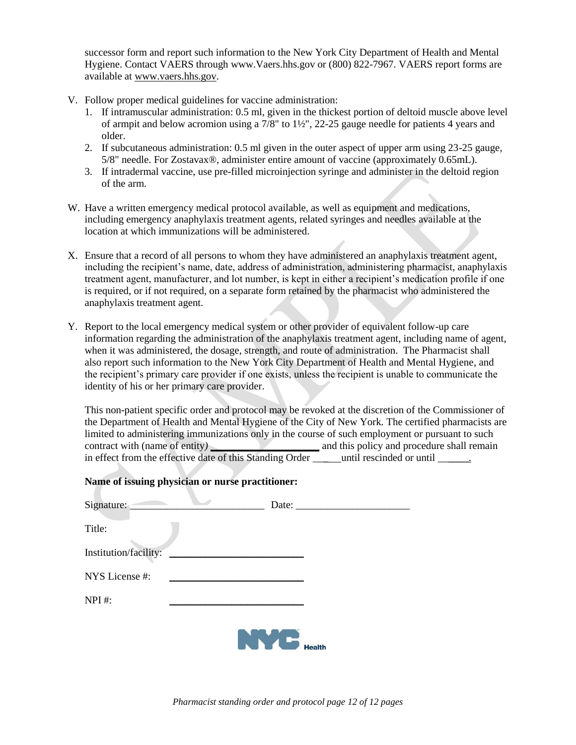successor form and report such information to the New York City Department of Health and Mental Hygiene. Contact VAERS through www.Vaers.hhs.gov or (800) 822-7967. VAERS report forms are available at www.vaers.hhs.gov.

V. Follow proper medical guidelines for vaccine administration:
   1. If intramuscular administration: 0.5 ml, given in the thickest portion of deltoid muscle above level of armpit and below acromion using a 7/8" to 1½", 22-25 gauge needle for patients 4 years and older.
   2. If subcutaneous administration: 0.5 ml given in the outer aspect of upper arm using 23-25 gauge, 5/8" needle. For Zostavax®, administer entire amount of vaccine (approximately 0.65mL).
   3. If intradermal vaccine, use pre-filled microinjection syringe and administer in the deltoid region of the arm.

W. Have a written emergency medical protocol available, as well as equipment and medications, including emergency anaphylaxis treatment agents, related syringes and needles available at the location at which immunizations will be administered.

X. Ensure that a record of all persons to whom they have administered an anaphylaxis treatment agent, including the recipient's name, date, address of administration, administering pharmacist, anaphylaxis treatment agent, manufacturer, and lot number, is kept in either a recipient's medication profile if one is required, or if not required, on a separate form retained by the pharmacist who administered the anaphylaxis treatment agent.

Y. Report to the local emergency medical system or other provider of equivalent follow-up care information regarding the administration of the anaphylaxis treatment agent, including name of agent, when it was administered, the dosage, strength, and route of administration. The Pharmacist shall also report such information to the New York City Department of Health and Mental Hygiene, and the recipient's primary care provider if one exists, unless the recipient is unable to communicate the identity of his or her primary care provider.

This non-patient specific order and protocol may be revoked at the discretion of the Commissioner of the Department of Health and Mental Hygiene of the City of New York. The certified pharmacists are limited to administering immunizations only in the course of such employment or pursuant to such contract with (name of entity) ____________________ and this policy and procedure shall remain in effect from the effective date of this Standing Order _____until rescinded or until ______.

**Name of issuing physician or nurse practitioner:**

Signature: __________________________ Date: _____________________

Title:

Institution/facility: _________________________

NYS License #: _________________________

NPI #: _________________________

NYC Health